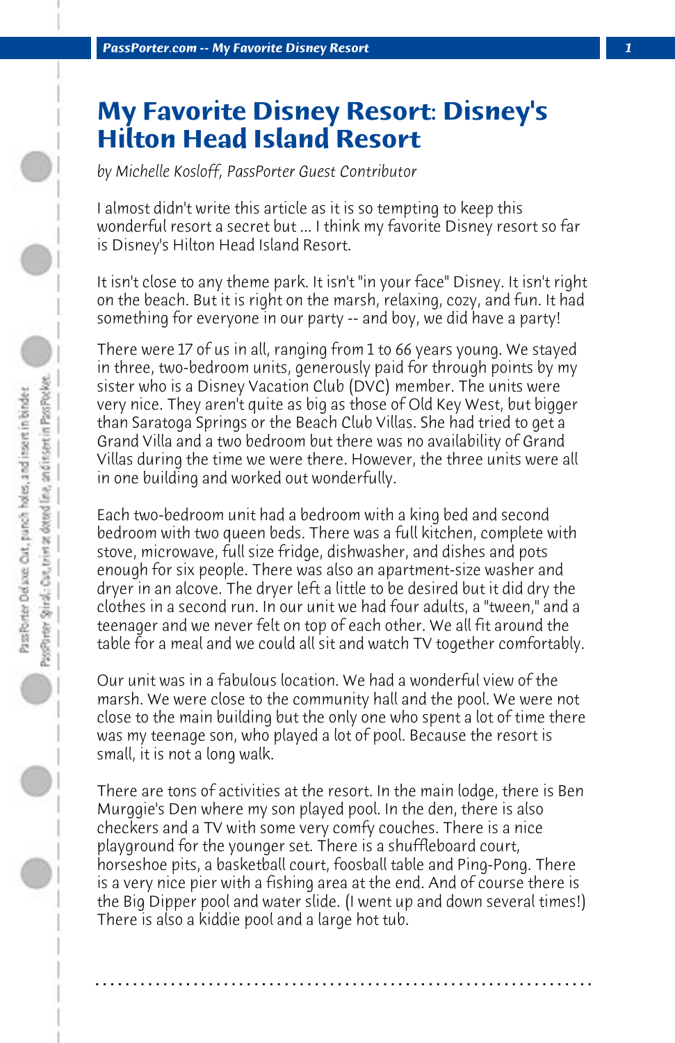# My Favorite Disney Resort: Disney's Hilton Head Island Resort

*by Michelle Kosloff, PassPorter Guest Contributor*

I almost didn't write this article as it is so tempting to keep this wonderful resort a secret but ... I think my favorite Disney resort so far is Disney's Hilton Head Island Resort.

It isn't close to any theme park. It isn't "in your face" Disney. It isn't right on the beach. But it is right on the marsh, relaxing, cozy, and fun. It had something for everyone in our party -- and boy, we did have a party!

There were 17 of us in all, ranging from 1 to 66 years young. We stayed in three, two-bedroom units, generously paid for through points by my sister who is a Disney Vacation Club (DVC) member. The units were very nice. They aren't quite as big as those of Old Key West, but bigger than Saratoga Springs or the Beach Club Villas. She had tried to get a Grand Villa and a two bedroom but there was no availability of Grand Villas during the time we were there. However, the three units were all in one building and worked out wonderfully.

Each two-bedroom unit had a bedroom with a king bed and second bedroom with two queen beds. There was a full kitchen, complete with stove, microwave, full size fridge, dishwasher, and dishes and pots enough for six people. There was also an apartment-size washer and dryer in an alcove. The dryer left a little to be desired but it did dry the clothes in a second run. In our unit we had four adults, a "tween," and a teenager and we never felt on top of each other. We all fit around the table for a meal and we could all sit and watch TV together comfortably.

Our unit was in a fabulous location. We had a wonderful view of the marsh. We were close to the community hall and the pool. We were not close to the main building but the only one who spent a lot of time there was my teenage son, who played a lot of pool. Because the resort is small, it is not a long walk.

There are tons of activities at the resort. In the main lodge, there is Ben Murggie's Den where my son played pool. In the den, there is also checkers and a TV with some very comfy couches. There is a nice playground for the younger set. There is a shuffleboard court, horseshoe pits, a basketball court, foosball table and Ping-Pong. There is a very nice pier with a fishing area at the end. And of course there is the Big Dipper pool and water slide. (I went up and down several times!) There is also a kiddie pool and a large hot tub.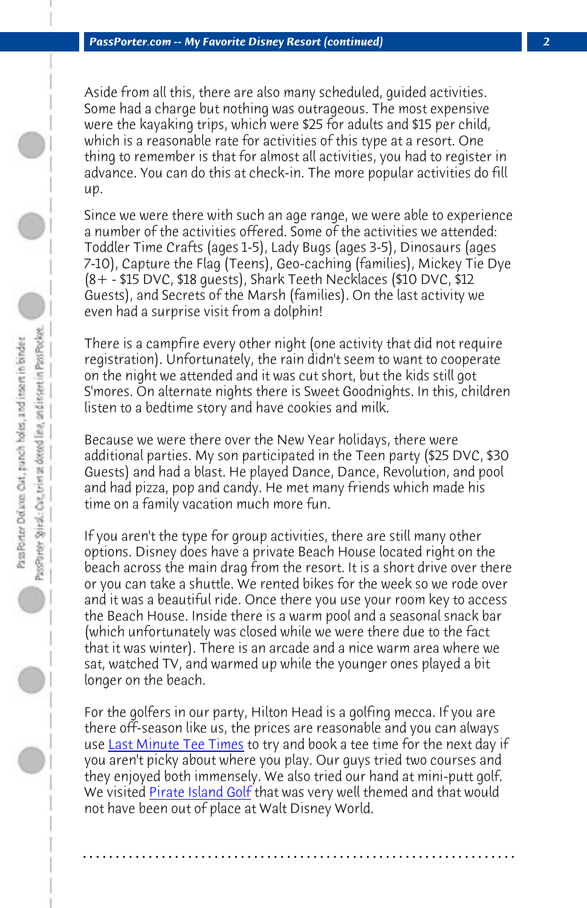Aside from all this, there are also many scheduled, guided activities. Some had a charge but nothing was outrageous. The most expensive were the kayaking trips, which were $25 for adults and $15 per child, which is a reasonable rate for activities of this type at a resort. One thing to remember is that for almost all activities, you had to register in advance. You can do this at check-in. The more popular activities do fill up.

Since we were there with such an age range, we were able to experience a number of the activities offered. Some of the activities we attended: Toddler Time Crafts (ages 1-5), Lady Bugs (ages 3-5), Dinosaurs (ages 7-10), Capture the Flag (Teens), Geo-caching (families), Mickey Tie Dye (8+ - $15 DVC, $18 guests), Shark Teeth Necklaces ($10 DVC, $12 Guests), and Secrets of the Marsh (families). On the last activity we even had a surprise visit from a dolphin!

There is a campfire every other night (one activity that did not require registration). Unfortunately, the rain didn't seem to want to cooperate on the night we attended and it was cut short, but the kids still got S'mores. On alternate nights there is Sweet Goodnights. In this, children listen to a bedtime story and have cookies and milk.

Because we were there over the New Year holidays, there were additional parties. My son participated in the Teen party ($25 DVC, $30 Guests) and had a blast. He played Dance, Dance, Revolution, and pool and had pizza, pop and candy. He met many friends which made his time on a family vacation much more fun.

If you aren't the type for group activities, there are still many other options. Disney does have a private Beach House located right on the beach across the main drag from the resort. It is a short drive over there or you can take a shuttle. We rented bikes for the week so we rode over and it was a beautiful ride. Once there you use your room key to access the Beach House. Inside there is a warm pool and a seasonal snack bar (which unfortunately was closed while we were there due to the fact that it was winter). There is an arcade and a nice warm area where we sat, watched TV, and warmed up while the younger ones played a bit longer on the beach.

For the golfers in our party, Hilton Head is a golfing mecca. If you are there off-season like us, the prices are reasonable and you can always use Last Minute Tee Times to try and book a tee time for the next day if you aren't picky about where you play. Our guys tried two courses and they enjoyed both immensely. We also tried our hand at mini-putt golf. We visited Pirate Island Golf that was very well themed and that would not have been out of place at Walt Disney World.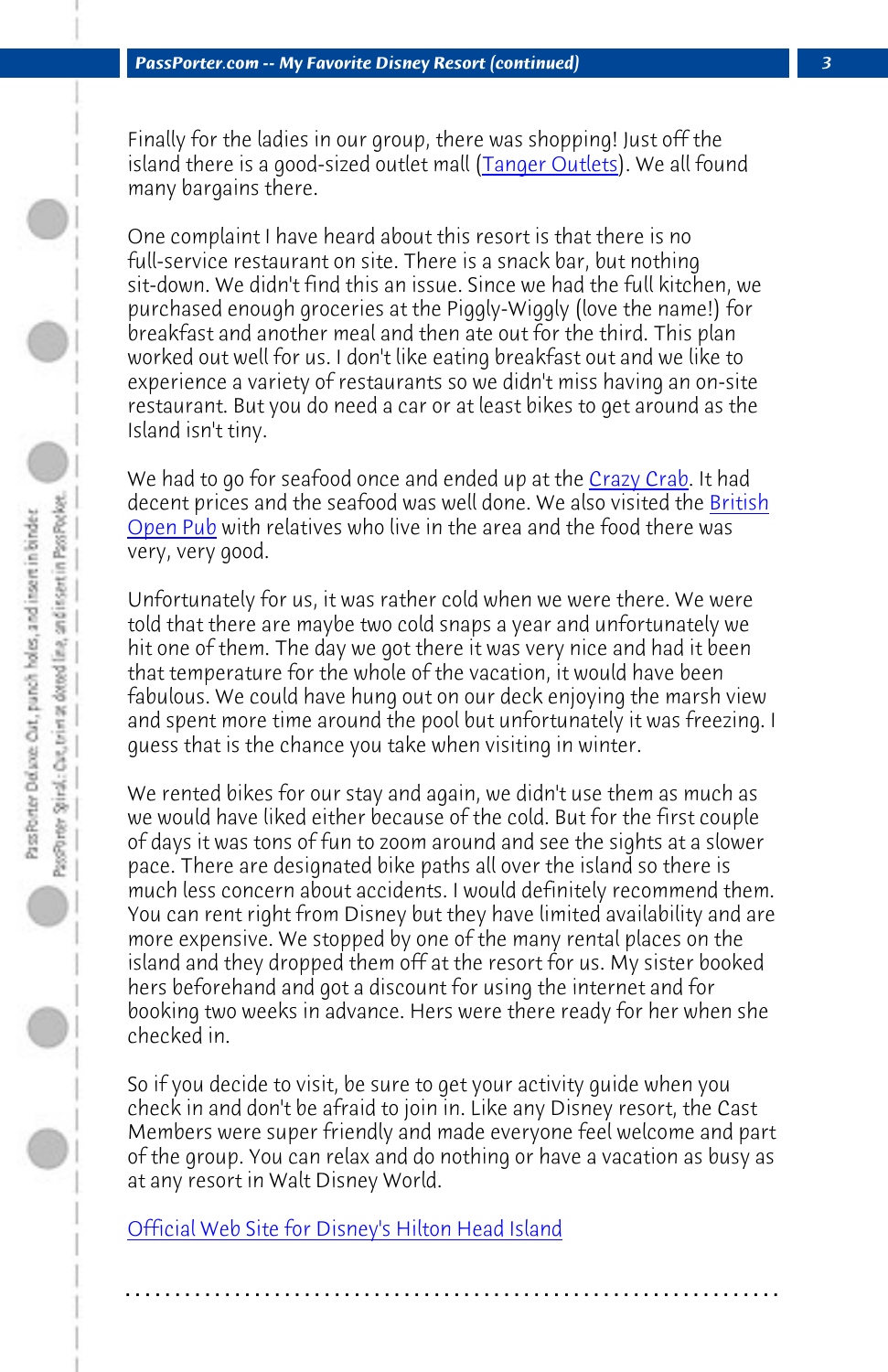Finally for the ladies in our group, there was shopping! Just off the island there is a good-sized outlet mall (Tanger Outlets). We all found many bargains there.

One complaint I have heard about this resort is that there is no full-service restaurant on site. There is a snack bar, but nothing sit-down. We didn't find this an issue. Since we had the full kitchen, we purchased enough groceries at the Piggly-Wiggly (love the name!) for breakfast and another meal and then ate out for the third. This plan worked out well for us. I don't like eating breakfast out and we like to experience a variety of restaurants so we didn't miss having an on-site restaurant. But you do need a car or at least bikes to get around as the Island isn't tiny.

We had to go for seafood once and ended up at the Crazy Crab. It had decent prices and the seafood was well done. We also visited the British Open Pub with relatives who live in the area and the food there was very, very good.

Unfortunately for us, it was rather cold when we were there. We were told that there are maybe two cold snaps a year and unfortunately we hit one of them. The day we got there it was very nice and had it been that temperature for the whole of the vacation, it would have been fabulous. We could have hung out on our deck enjoying the marsh view and spent more time around the pool but unfortunately it was freezing. I guess that is the chance you take when visiting in winter.

We rented bikes for our stay and again, we didn't use them as much as we would have liked either because of the cold. But for the first couple of days it was tons of fun to zoom around and see the sights at a slower pace. There are designated bike paths all over the island so there is much less concern about accidents. I would definitely recommend them. You can rent right from Disney but they have limited availability and are more expensive. We stopped by one of the many rental places on the island and they dropped them off at the resort for us. My sister booked hers beforehand and got a discount for using the internet and for booking two weeks in advance. Hers were there ready for her when she checked in.

So if you decide to visit, be sure to get your activity guide when you check in and don't be afraid to join in. Like any Disney resort, the Cast Members were super friendly and made everyone feel welcome and part of the group. You can relax and do nothing or have a vacation as busy as at any resort in Walt Disney World.

Official Web Site for Disney's Hilton Head Island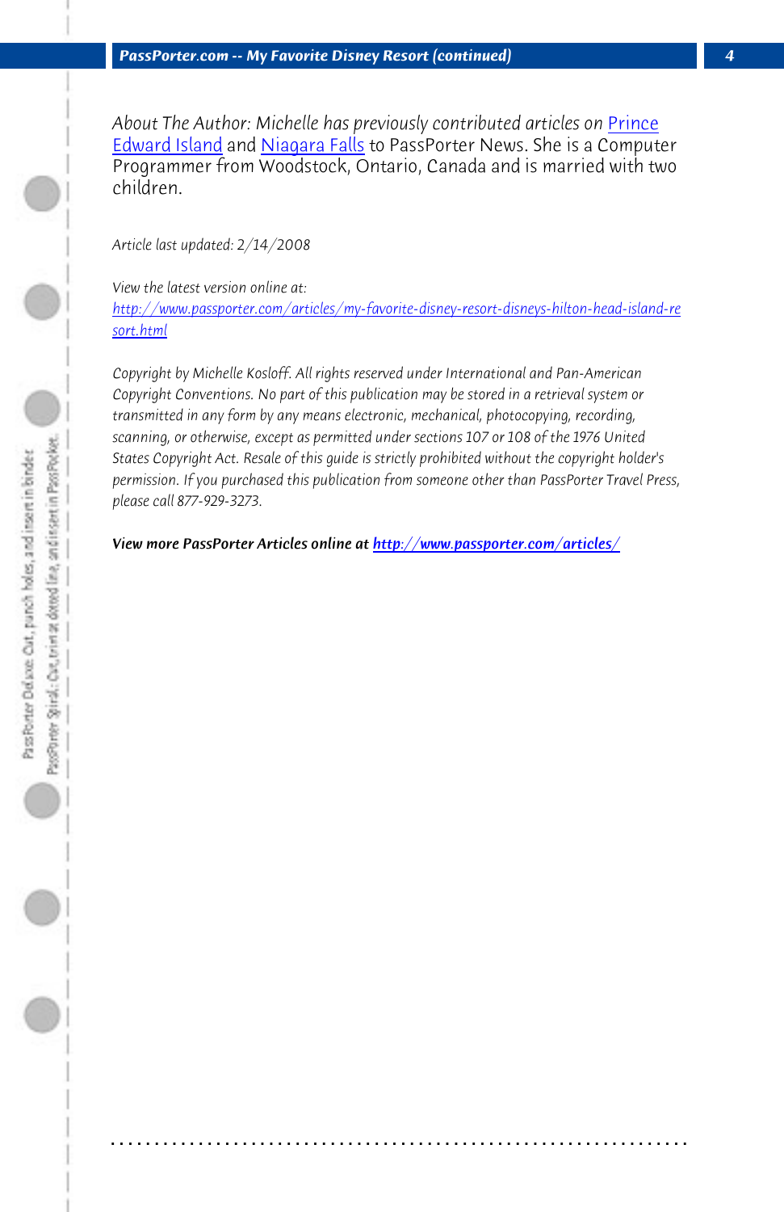*About The Author: Michelle has previously contributed articles on* Prince Edward Island and Niagara Falls to PassPorter News. She is a Computer Programmer from Woodstock, Ontario, Canada and is married with two children.

*Article last updated: 2/14/2008*

*View the latest version online at:*
*http://www.passporter.com/articles/my-favorite-disney-resort-disneys-hilton-head-island-resort.html*

*Copyright by Michelle Kosloff. All rights reserved under International and Pan-American Copyright Conventions. No part of this publication may be stored in a retrieval system or transmitted in any form by any means electronic, mechanical, photocopying, recording, scanning, or otherwise, except as permitted under sections 107 or 108 of the 1976 United States Copyright Act. Resale of this guide is strictly prohibited without the copyright holder's permission. If you purchased this publication from someone other than PassPorter Travel Press, please call 877-929-3273.*

***View more PassPorter Articles online at http://www.passporter.com/articles/***